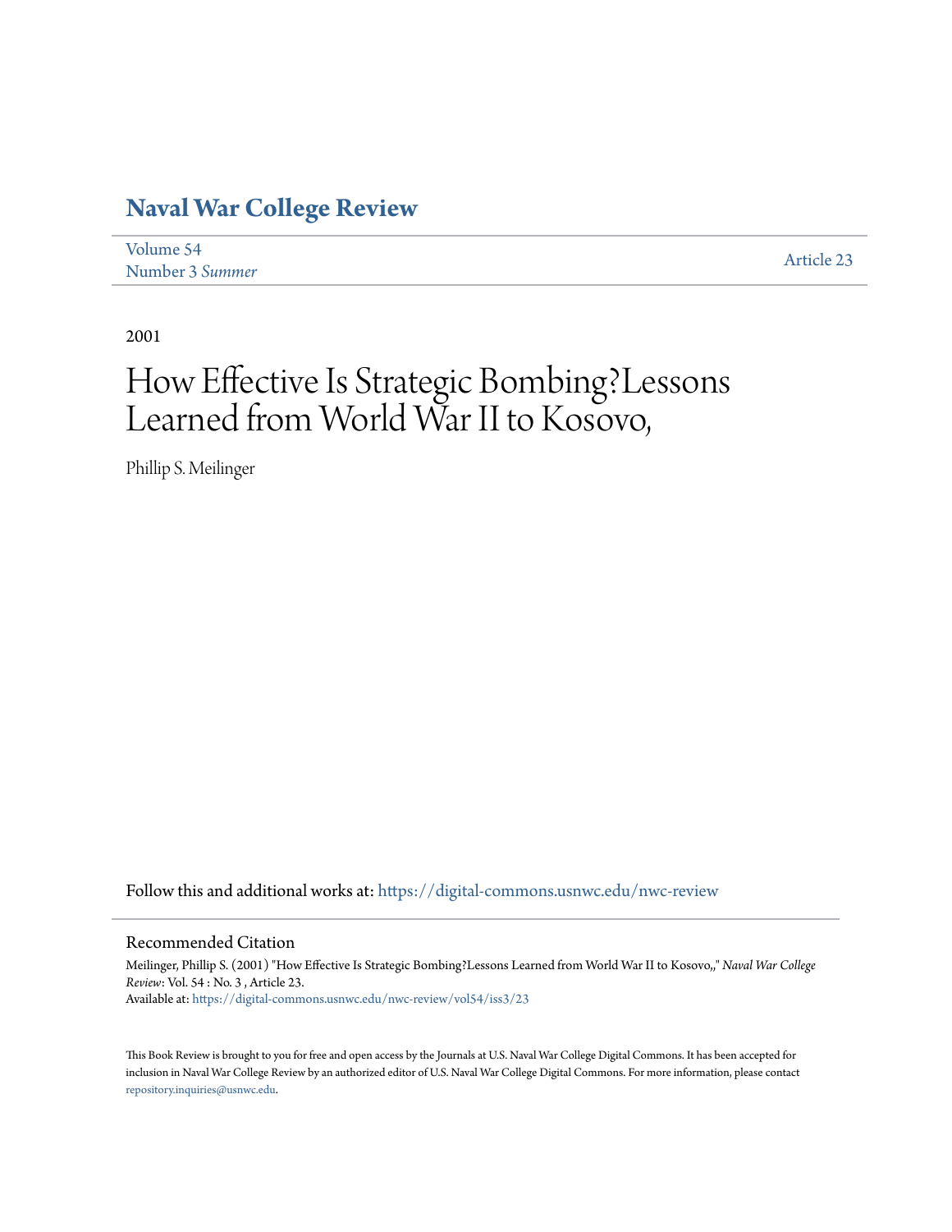# Naval War College Review

Volume 54
Number 3 *Summer*

Article 23

2001

# How Effective Is Strategic Bombing?Lessons Learned from World War II to Kosovo,

Phillip S. Meilinger

Follow this and additional works at: https://digital-commons.usnwc.edu/nwc-review

## Recommended Citation

Meilinger, Phillip S. (2001) "How Effective Is Strategic Bombing?Lessons Learned from World War II to Kosovo,," *Naval War College Review*: Vol. 54 : No. 3 , Article 23.
Available at: https://digital-commons.usnwc.edu/nwc-review/vol54/iss3/23

This Book Review is brought to you for free and open access by the Journals at U.S. Naval War College Digital Commons. It has been accepted for inclusion in Naval War College Review by an authorized editor of U.S. Naval War College Digital Commons. For more information, please contact repository.inquiries@usnwc.edu.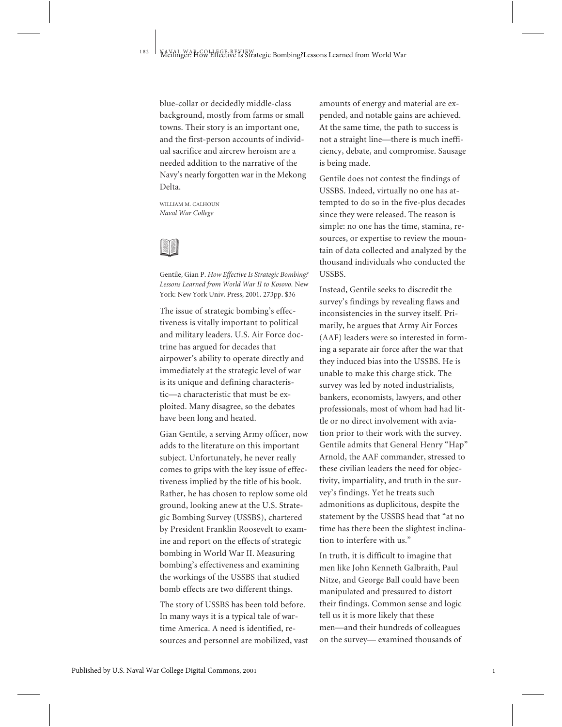blue-collar or decidedly middle-class background, mostly from farms or small towns. Their story is an important one, and the first-person accounts of individual sacrifice and aircrew heroism are a needed addition to the narrative of the Navy's nearly forgotten war in the Mekong Delta.

WILLIAM M. CALHOUN
*Naval War College*

Gentile, Gian P. *How Effective Is Strategic Bombing? Lessons Learned from World War II to Kosovo.* New York: New York Univ. Press, 2001. 273pp. $36

The issue of strategic bombing's effectiveness is vitally important to political and military leaders. U.S. Air Force doctrine has argued for decades that airpower's ability to operate directly and immediately at the strategic level of war is its unique and defining characteristic—a characteristic that must be exploited. Many disagree, so the debates have been long and heated.

Gian Gentile, a serving Army officer, now adds to the literature on this important subject. Unfortunately, he never really comes to grips with the key issue of effectiveness implied by the title of his book. Rather, he has chosen to replow some old ground, looking anew at the U.S. Strategic Bombing Survey (USSBS), chartered by President Franklin Roosevelt to examine and report on the effects of strategic bombing in World War II. Measuring bombing's effectiveness and examining the workings of the USSBS that studied bomb effects are two different things.

The story of USSBS has been told before. In many ways it is a typical tale of wartime America. A need is identified, resources and personnel are mobilized, vast amounts of energy and material are expended, and notable gains are achieved. At the same time, the path to success is not a straight line—there is much inefficiency, debate, and compromise. Sausage is being made.

Gentile does not contest the findings of USSBS. Indeed, virtually no one has attempted to do so in the five-plus decades since they were released. The reason is simple: no one has the time, stamina, resources, or expertise to review the mountain of data collected and analyzed by the thousand individuals who conducted the USSBS.

Instead, Gentile seeks to discredit the survey's findings by revealing flaws and inconsistencies in the survey itself. Primarily, he argues that Army Air Forces (AAF) leaders were so interested in forming a separate air force after the war that they induced bias into the USSBS. He is unable to make this charge stick. The survey was led by noted industrialists, bankers, economists, lawyers, and other professionals, most of whom had had little or no direct involvement with aviation prior to their work with the survey. Gentile admits that General Henry "Hap" Arnold, the AAF commander, stressed to these civilian leaders the need for objectivity, impartiality, and truth in the survey's findings. Yet he treats such admonitions as duplicitous, despite the statement by the USSBS head that "at no time has there been the slightest inclination to interfere with us."

In truth, it is difficult to imagine that men like John Kenneth Galbraith, Paul Nitze, and George Ball could have been manipulated and pressured to distort their findings. Common sense and logic tell us it is more likely that these men—and their hundreds of colleagues on the survey— examined thousands of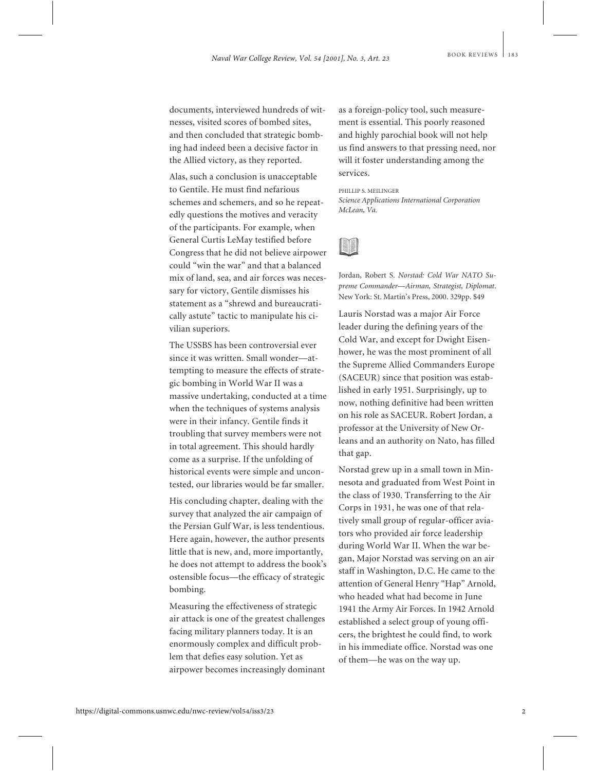documents, interviewed hundreds of witnesses, visited scores of bombed sites, and then concluded that strategic bombing had indeed been a decisive factor in the Allied victory, as they reported.

Alas, such a conclusion is unacceptable to Gentile. He must find nefarious schemes and schemers, and so he repeatedly questions the motives and veracity of the participants. For example, when General Curtis LeMay testified before Congress that he did not believe airpower could "win the war" and that a balanced mix of land, sea, and air forces was necessary for victory, Gentile dismisses his statement as a "shrewd and bureaucratically astute" tactic to manipulate his civilian superiors.

The USSBS has been controversial ever since it was written. Small wonder—attempting to measure the effects of strategic bombing in World War II was a massive undertaking, conducted at a time when the techniques of systems analysis were in their infancy. Gentile finds it troubling that survey members were not in total agreement. This should hardly come as a surprise. If the unfolding of historical events were simple and uncontested, our libraries would be far smaller.

His concluding chapter, dealing with the survey that analyzed the air campaign of the Persian Gulf War, is less tendentious. Here again, however, the author presents little that is new, and, more importantly, he does not attempt to address the book's ostensible focus—the efficacy of strategic bombing.

Measuring the effectiveness of strategic air attack is one of the greatest challenges facing military planners today. It is an enormously complex and difficult problem that defies easy solution. Yet as airpower becomes increasingly dominant as a foreign-policy tool, such measurement is essential. This poorly reasoned and highly parochial book will not help us find answers to that pressing need, nor will it foster understanding among the services.

PHILLIP S. MEILINGER
*Science Applications International Corporation*
*McLean, Va.*

Jordan, Robert S. *Norstad: Cold War NATO Supreme Commander—Airman, Strategist, Diplomat*. New York: St. Martin's Press, 2000. 329pp. $49

Lauris Norstad was a major Air Force leader during the defining years of the Cold War, and except for Dwight Eisenhower, he was the most prominent of all the Supreme Allied Commanders Europe (SACEUR) since that position was established in early 1951. Surprisingly, up to now, nothing definitive had been written on his role as SACEUR. Robert Jordan, a professor at the University of New Orleans and an authority on Nato, has filled that gap.

Norstad grew up in a small town in Minnesota and graduated from West Point in the class of 1930. Transferring to the Air Corps in 1931, he was one of that relatively small group of regular-officer aviators who provided air force leadership during World War II. When the war began, Major Norstad was serving on an air staff in Washington, D.C. He came to the attention of General Henry "Hap" Arnold, who headed what had become in June 1941 the Army Air Forces. In 1942 Arnold established a select group of young officers, the brightest he could find, to work in his immediate office. Norstad was one of them—he was on the way up.